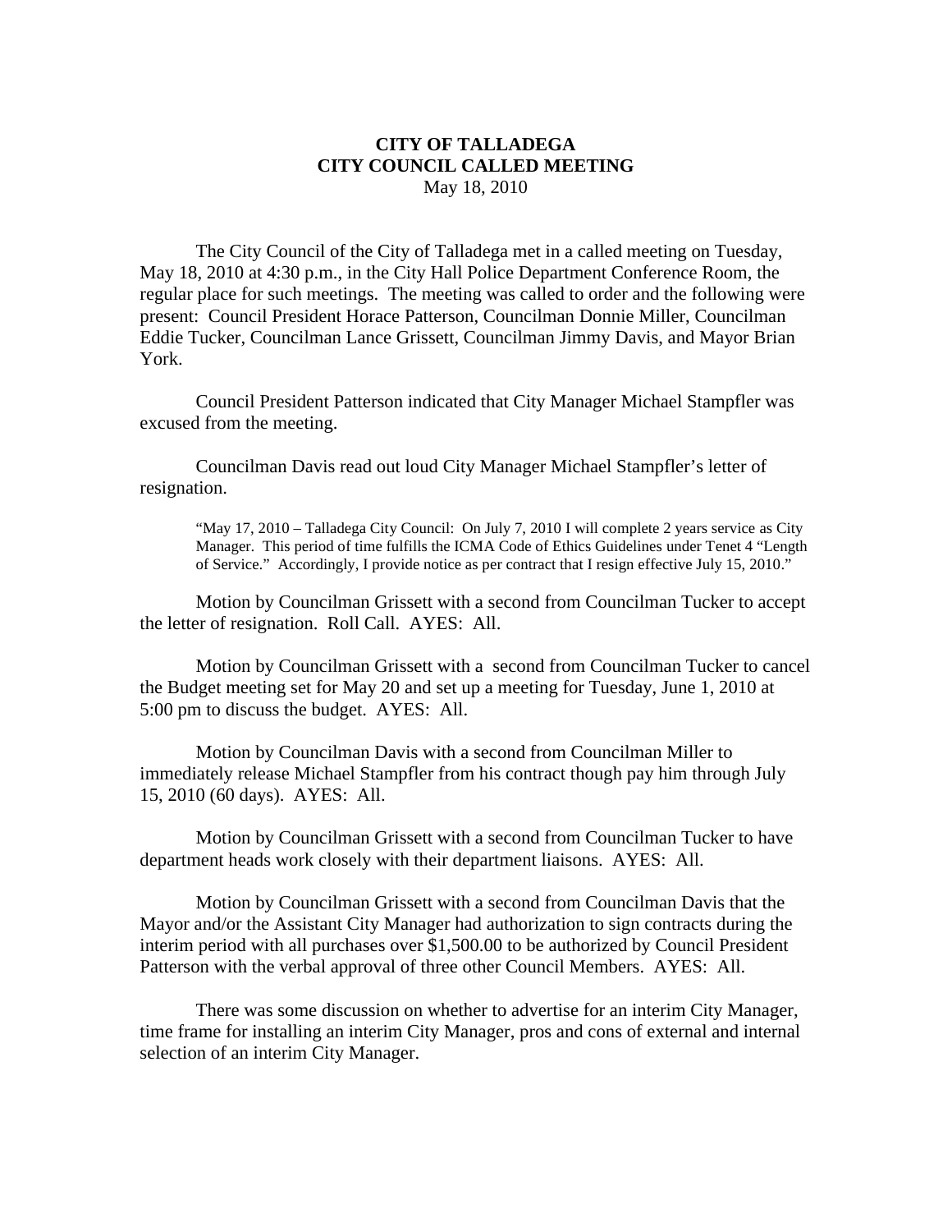**CITY OF TALLADEGA**
**CITY COUNCIL CALLED MEETING**
May 18, 2010

The City Council of the City of Talladega met in a called meeting on Tuesday, May 18, 2010 at 4:30 p.m., in the City Hall Police Department Conference Room, the regular place for such meetings. The meeting was called to order and the following were present: Council President Horace Patterson, Councilman Donnie Miller, Councilman Eddie Tucker, Councilman Lance Grissett, Councilman Jimmy Davis, and Mayor Brian York.

Council President Patterson indicated that City Manager Michael Stampfler was excused from the meeting.

Councilman Davis read out loud City Manager Michael Stampfler's letter of resignation.

> "May 17, 2010 – Talladega City Council: On July 7, 2010 I will complete 2 years service as City Manager. This period of time fulfills the ICMA Code of Ethics Guidelines under Tenet 4 "Length of Service." Accordingly, I provide notice as per contract that I resign effective July 15, 2010."

Motion by Councilman Grissett with a second from Councilman Tucker to accept the letter of resignation. Roll Call. AYES: All.

Motion by Councilman Grissett with a second from Councilman Tucker to cancel the Budget meeting set for May 20 and set up a meeting for Tuesday, June 1, 2010 at 5:00 pm to discuss the budget. AYES: All.

Motion by Councilman Davis with a second from Councilman Miller to immediately release Michael Stampfler from his contract though pay him through July 15, 2010 (60 days). AYES: All.

Motion by Councilman Grissett with a second from Councilman Tucker to have department heads work closely with their department liaisons. AYES: All.

Motion by Councilman Grissett with a second from Councilman Davis that the Mayor and/or the Assistant City Manager had authorization to sign contracts during the interim period with all purchases over $1,500.00 to be authorized by Council President Patterson with the verbal approval of three other Council Members. AYES: All.

There was some discussion on whether to advertise for an interim City Manager, time frame for installing an interim City Manager, pros and cons of external and internal selection of an interim City Manager.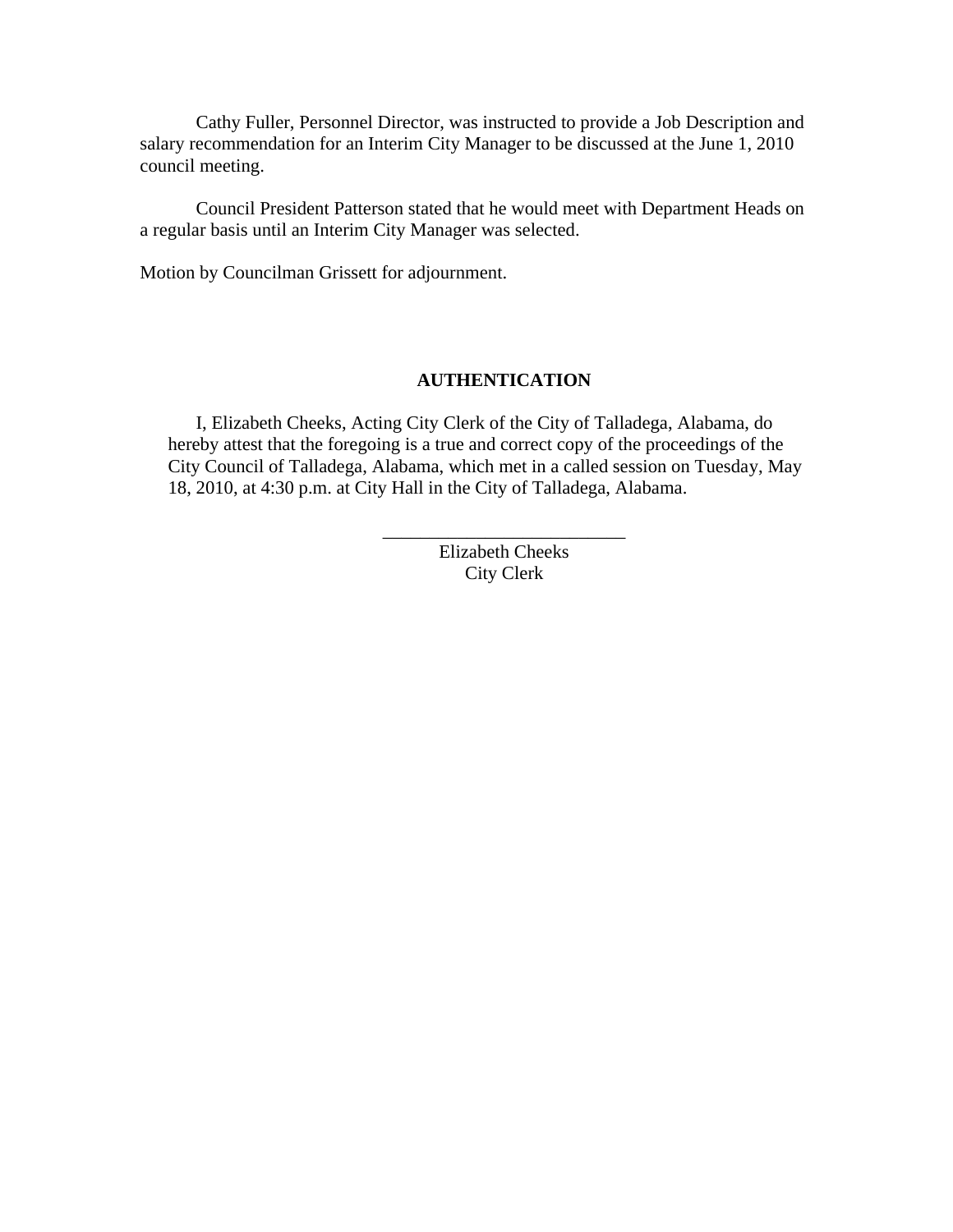Cathy Fuller, Personnel Director, was instructed to provide a Job Description and salary recommendation for an Interim City Manager to be discussed at the June 1, 2010 council meeting.

Council President Patterson stated that he would meet with Department Heads on a regular basis until an Interim City Manager was selected.

Motion by Councilman Grissett for adjournment.

**AUTHENTICATION**

I, Elizabeth Cheeks, Acting City Clerk of the City of Talladega, Alabama, do hereby attest that the foregoing is a true and correct copy of the proceedings of the City Council of Talladega, Alabama, which met in a called session on Tuesday, May 18, 2010, at 4:30 p.m. at City Hall in the City of Talladega, Alabama.

\_\_\_\_\_\_\_\_\_\_\_\_\_\_\_\_\_\_\_\_\_\_\_\_\_\_

Elizabeth Cheeks
City Clerk